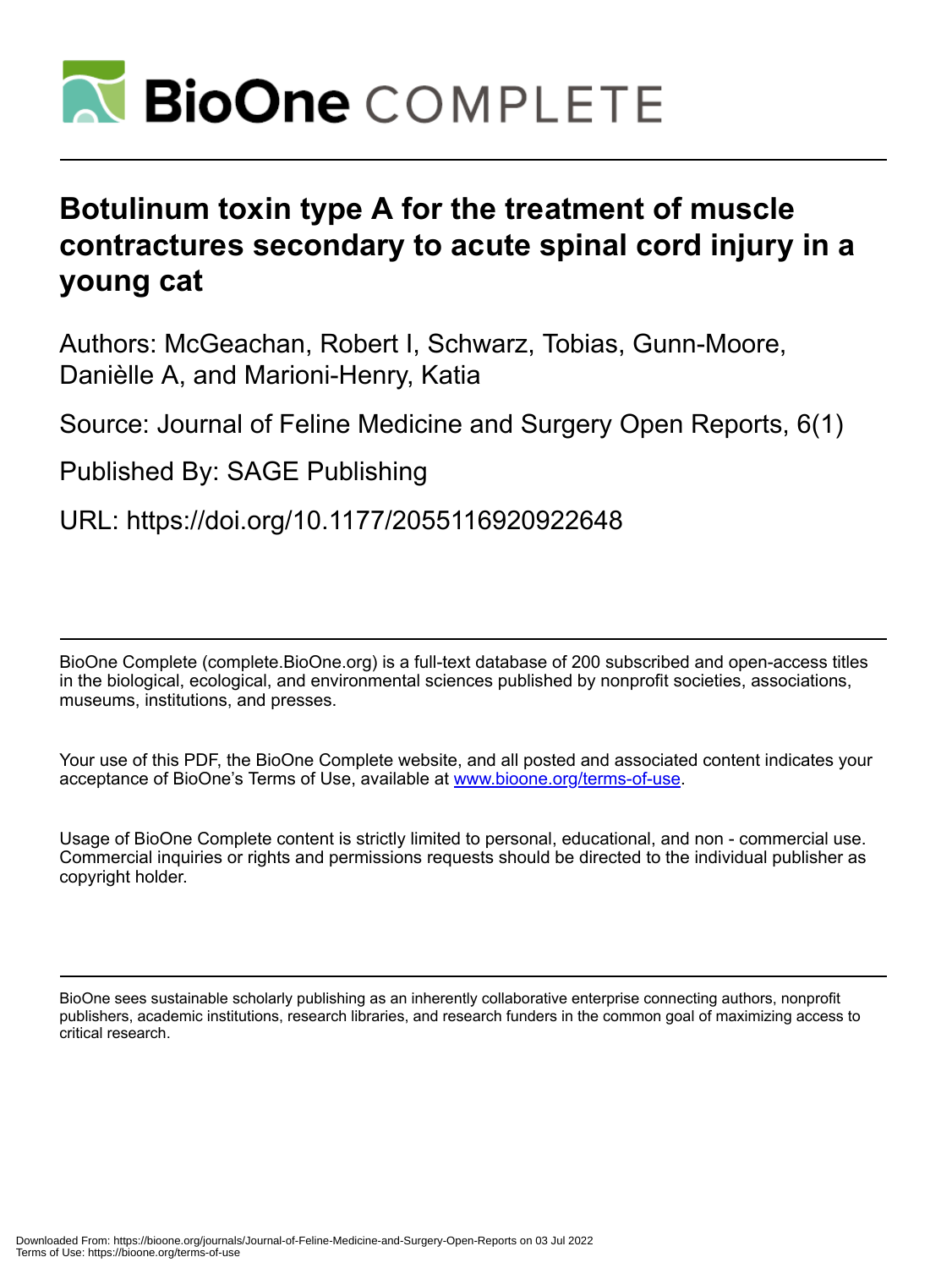# Botulinum toxin type A for the treatment of muscle contractures secondary to acute spinal cord injury in a young cat

Authors: McGeachan, Robert I, Schwarz, Tobias, Gunn-Moore, Danièlle A, and Marioni-Henry, Katia

Source: Journal of Feline Medicine and Surgery Open Reports, 6(1)

Published By: SAGE Publishing

URL: https://doi.org/10.1177/2055116920922648

---

BioOne Complete (complete.BioOne.org) is a full-text database of 200 subscribed and open-access titles in the biological, ecological, and environmental sciences published by nonprofit societies, associations, museums, institutions, and presses.

Your use of this PDF, the BioOne Complete website, and all posted and associated content indicates your acceptance of BioOne's Terms of Use, available at www.bioone.org/terms-of-use.

Usage of BioOne Complete content is strictly limited to personal, educational, and non - commercial use. Commercial inquiries or rights and permissions requests should be directed to the individual publisher as copyright holder.

---

BioOne sees sustainable scholarly publishing as an inherently collaborative enterprise connecting authors, nonprofit publishers, academic institutions, research libraries, and research funders in the common goal of maximizing access to critical research.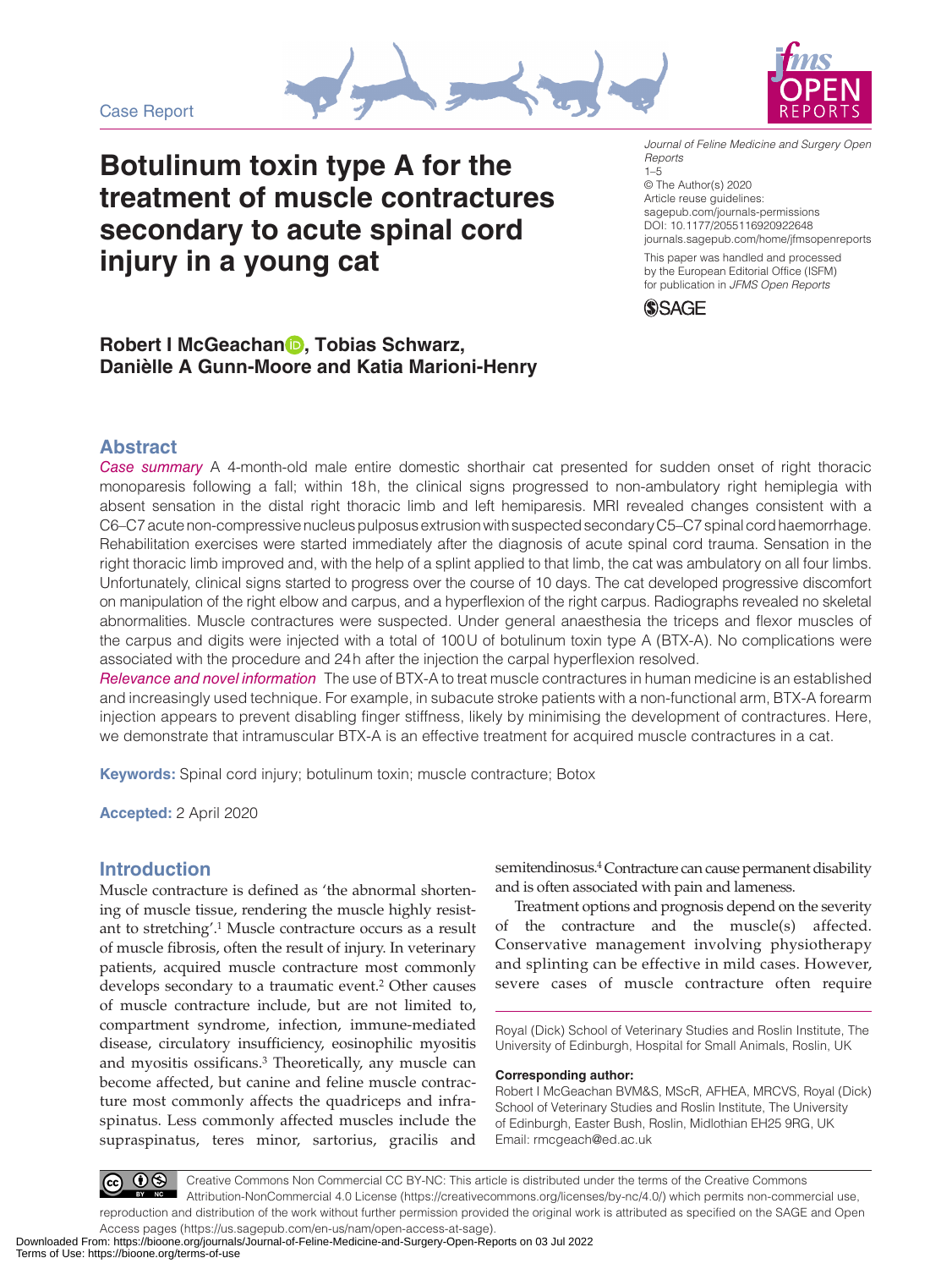Case Report

# Botulinum toxin type A for the treatment of muscle contractures secondary to acute spinal cord injury in a young cat

*Journal of Feline Medicine and Surgery Open Reports*
1–5
© The Author(s) 2020
Article reuse guidelines:
sagepub.com/journals-permissions
DOI: 10.1177/2055116920922648
journals.sagepub.com/home/jfmsopenreports

This paper was handled and processed by the European Editorial Office (ISFM) for publication in *JFMS Open Reports*

**Robert I McGeachan, Tobias Schwarz, Danièlle A Gunn-Moore and Katia Marioni-Henry**

## Abstract

*Case summary* A 4-month-old male entire domestic shorthair cat presented for sudden onset of right thoracic monoparesis following a fall; within 18h, the clinical signs progressed to non-ambulatory right hemiplegia with absent sensation in the distal right thoracic limb and left hemiparesis. MRI revealed changes consistent with a C6–C7 acute non-compressive nucleus pulposus extrusion with suspected secondary C5–C7 spinal cord haemorrhage. Rehabilitation exercises were started immediately after the diagnosis of acute spinal cord trauma. Sensation in the right thoracic limb improved and, with the help of a splint applied to that limb, the cat was ambulatory on all four limbs. Unfortunately, clinical signs started to progress over the course of 10 days. The cat developed progressive discomfort on manipulation of the right elbow and carpus, and a hyperflexion of the right carpus. Radiographs revealed no skeletal abnormalities. Muscle contractures were suspected. Under general anaesthesia the triceps and flexor muscles of the carpus and digits were injected with a total of 100U of botulinum toxin type A (BTX-A). No complications were associated with the procedure and 24h after the injection the carpal hyperflexion resolved.

*Relevance and novel information* The use of BTX-A to treat muscle contractures in human medicine is an established and increasingly used technique. For example, in subacute stroke patients with a non-functional arm, BTX-A forearm injection appears to prevent disabling finger stiffness, likely by minimising the development of contractures. Here, we demonstrate that intramuscular BTX-A is an effective treatment for acquired muscle contractures in a cat.

**Keywords:** Spinal cord injury; botulinum toxin; muscle contracture; Botox

**Accepted:** 2 April 2020

## Introduction

Muscle contracture is defined as 'the abnormal shortening of muscle tissue, rendering the muscle highly resistant to stretching'.[1] Muscle contracture occurs as a result of muscle fibrosis, often the result of injury. In veterinary patients, acquired muscle contracture most commonly develops secondary to a traumatic event.[2] Other causes of muscle contracture include, but are not limited to, compartment syndrome, infection, immune-mediated disease, circulatory insufficiency, eosinophilic myositis and myositis ossificans.[3] Theoretically, any muscle can become affected, but canine and feline muscle contracture most commonly affects the quadriceps and infraspinatus. Less commonly affected muscles include the supraspinatus, teres minor, sartorius, gracilis and semitendinosus.[4] Contracture can cause permanent disability and is often associated with pain and lameness.

Treatment options and prognosis depend on the severity of the contracture and the muscle(s) affected. Conservative management involving physiotherapy and splinting can be effective in mild cases. However, severe cases of muscle contracture often require

Royal (Dick) School of Veterinary Studies and Roslin Institute, The University of Edinburgh, Hospital for Small Animals, Roslin, UK

**Corresponding author:**
Robert I McGeachan BVM&S, MScR, AFHEA, MRCVS, Royal (Dick) School of Veterinary Studies and Roslin Institute, The University of Edinburgh, Easter Bush, Roslin, Midlothian EH25 9RG, UK
Email: rmcgeach@ed.ac.uk

Creative Commons Non Commercial CC BY-NC: This article is distributed under the terms of the Creative Commons Attribution-NonCommercial 4.0 License (https://creativecommons.org/licenses/by-nc/4.0/) which permits non-commercial use, reproduction and distribution of the work without further permission provided the original work is attributed as specified on the SAGE and Open Access pages (https://us.sagepub.com/en-us/nam/open-access-at-sage).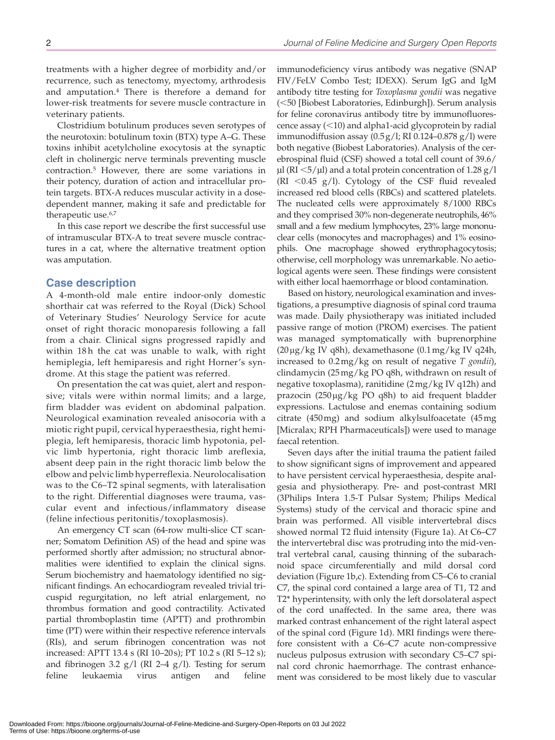treatments with a higher degree of morbidity and/or recurrence, such as tenectomy, myectomy, arthrodesis and amputation.[4] There is therefore a demand for lower-risk treatments for severe muscle contracture in veterinary patients.

Clostridium botulinum produces seven serotypes of the neurotoxin: botulinum toxin (BTX) type A–G. These toxins inhibit acetylcholine exocytosis at the synaptic cleft in cholinergic nerve terminals preventing muscle contraction.[5] However, there are some variations in their potency, duration of action and intracellular protein targets. BTX-A reduces muscular activity in a dose-dependent manner, making it safe and predictable for therapeutic use.[6,7]

In this case report we describe the first successful use of intramuscular BTX-A to treat severe muscle contractures in a cat, where the alternative treatment option was amputation.

## Case description

A 4-month-old male entire indoor-only domestic shorthair cat was referred to the Royal (Dick) School of Veterinary Studies' Neurology Service for acute onset of right thoracic monoparesis following a fall from a chair. Clinical signs progressed rapidly and within 18 h the cat was unable to walk, with right hemiplegia, left hemiparesis and right Horner's syndrome. At this stage the patient was referred.

On presentation the cat was quiet, alert and responsive; vitals were within normal limits; and a large, firm bladder was evident on abdominal palpation. Neurological examination revealed anisocoria with a miotic right pupil, cervical hyperaesthesia, right hemiplegia, left hemiparesis, thoracic limb hypotonia, pelvic limb hypertonia, right thoracic limb areflexia, absent deep pain in the right thoracic limb below the elbow and pelvic limb hyperreflexia. Neurolocalisation was to the C6–T2 spinal segments, with lateralisation to the right. Differential diagnoses were trauma, vascular event and infectious/inflammatory disease (feline infectious peritonitis/toxoplasmosis).

An emergency CT scan (64-row multi-slice CT scanner; Somatom Definition AS) of the head and spine was performed shortly after admission; no structural abnormalities were identified to explain the clinical signs. Serum biochemistry and haematology identified no significant findings. An echocardiogram revealed trivial tricuspid regurgitation, no left atrial enlargement, no thrombus formation and good contractility. Activated partial thromboplastin time (APTT) and prothrombin time (PT) were within their respective reference intervals (RIs), and serum fibrinogen concentration was not increased: APTT 13.4 s (RI 10–20 s); PT 10.2 s (RI 5–12 s); and fibrinogen 3.2 g/l (RI 2–4 g/l). Testing for serum feline leukaemia virus antigen and feline immunodeficiency virus antibody was negative (SNAP FIV/FeLV Combo Test; IDEXX). Serum IgG and IgM antibody titre testing for *Toxoplasma gondii* was negative (<50 [Biobest Laboratories, Edinburgh]). Serum analysis for feline coronavirus antibody titre by immunofluorescence assay (<10) and alpha1-acid glycoprotein by radial immunodiffusion assay (0.5 g/l; RI 0.124–0.878 g/l) were both negative (Biobest Laboratories). Analysis of the cerebrospinal fluid (CSF) showed a total cell count of 39.6/µl (RI <5/µl) and a total protein concentration of 1.28 g/l (RI <0.45 g/l). Cytology of the CSF fluid revealed increased red blood cells (RBCs) and scattered platelets. The nucleated cells were approximately 8/1000 RBCs and they comprised 30% non-degenerate neutrophils, 46% small and a few medium lymphocytes, 23% large mononuclear cells (monocytes and macrophages) and 1% eosinophils. One macrophage showed erythrophagocytosis; otherwise, cell morphology was unremarkable. No aetiological agents were seen. These findings were consistent with either local haemorrhage or blood contamination.

Based on history, neurological examination and investigations, a presumptive diagnosis of spinal cord trauma was made. Daily physiotherapy was initiated included passive range of motion (PROM) exercises. The patient was managed symptomatically with buprenorphine (20 µg/kg IV q8h), dexamethasone (0.1 mg/kg IV q24h, increased to 0.2 mg/kg on result of negative *T gondii*), clindamycin (25 mg/kg PO q8h, withdrawn on result of negative toxoplasma), ranitidine (2 mg/kg IV q12h) and prazocin (250 µg/kg PO q8h) to aid frequent bladder expressions. Lactulose and enemas containing sodium citrate (450 mg) and sodium alkylsulfoacetate (45 mg [Micralax; RPH Pharmaceuticals]) were used to manage faecal retention.

Seven days after the initial trauma the patient failed to show significant signs of improvement and appeared to have persistent cervical hyperaesthesia, despite analgesia and physiotherapy. Pre- and post-contrast MRI (3Philips Intera 1.5-T Pulsar System; Philips Medical Systems) study of the cervical and thoracic spine and brain was performed. All visible intervertebral discs showed normal T2 fluid intensity (Figure 1a). At C6–C7 the intervertebral disc was protruding into the mid-ventral vertebral canal, causing thinning of the subarachnoid space circumferentially and mild dorsal cord deviation (Figure 1b,c). Extending from C5–C6 to cranial C7, the spinal cord contained a large area of T1, T2 and T2* hyperintensity, with only the left dorsolateral aspect of the cord unaffected. In the same area, there was marked contrast enhancement of the right lateral aspect of the spinal cord (Figure 1d). MRI findings were therefore consistent with a C6–C7 acute non-compressive nucleus pulposus extrusion with secondary C5–C7 spinal cord chronic haemorrhage. The contrast enhancement was considered to be most likely due to vascular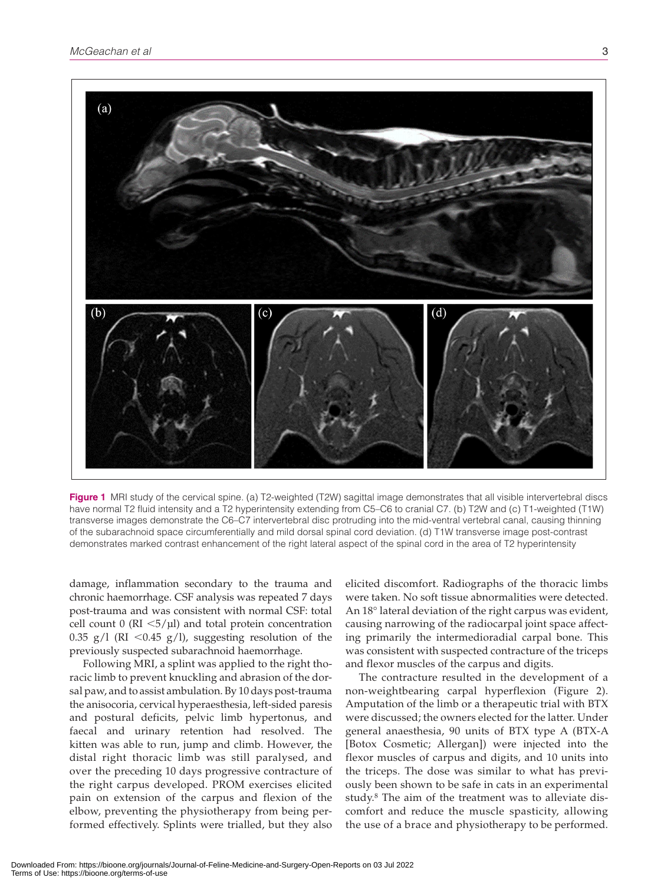Figure 1 MRI study of the cervical spine. (a) T2-weighted (T2W) sagittal image demonstrates that all visible intervertebral discs have normal T2 fluid intensity and a T2 hyperintensity extending from C5–C6 to cranial C7. (b) T2W and (c) T1-weighted (T1W) transverse images demonstrate the C6–C7 intervertebral disc protruding into the mid-ventral vertebral canal, causing thinning of the subarachnoid space circumferentially and mild dorsal spinal cord deviation. (d) T1W transverse image post-contrast demonstrates marked contrast enhancement of the right lateral aspect of the spinal cord in the area of T2 hyperintensity

damage, inflammation secondary to the trauma and chronic haemorrhage. CSF analysis was repeated 7 days post-trauma and was consistent with normal CSF: total cell count 0 (RI <5/µl) and total protein concentration 0.35 g/l (RI <0.45 g/l), suggesting resolution of the previously suspected subarachnoid haemorrhage.

Following MRI, a splint was applied to the right thoracic limb to prevent knuckling and abrasion of the dorsal paw, and to assist ambulation. By 10 days post-trauma the anisocoria, cervical hyperaesthesia, left-sided paresis and postural deficits, pelvic limb hypertonus, and faecal and urinary retention had resolved. The kitten was able to run, jump and climb. However, the distal right thoracic limb was still paralysed, and over the preceding 10 days progressive contracture of the right carpus developed. PROM exercises elicited pain on extension of the carpus and flexion of the elbow, preventing the physiotherapy from being performed effectively. Splints were trialled, but they also elicited discomfort. Radiographs of the thoracic limbs were taken. No soft tissue abnormalities were detected. An 18° lateral deviation of the right carpus was evident, causing narrowing of the radiocarpal joint space affecting primarily the intermedioradial carpal bone. This was consistent with suspected contracture of the triceps and flexor muscles of the carpus and digits.

The contracture resulted in the development of a non-weightbearing carpal hyperflexion (Figure 2). Amputation of the limb or a therapeutic trial with BTX were discussed; the owners elected for the latter. Under general anaesthesia, 90 units of BTX type A (BTX-A [Botox Cosmetic; Allergan]) were injected into the flexor muscles of carpus and digits, and 10 units into the triceps. The dose was similar to what has previously been shown to be safe in cats in an experimental study.[8] The aim of the treatment was to alleviate discomfort and reduce the muscle spasticity, allowing the use of a brace and physiotherapy to be performed.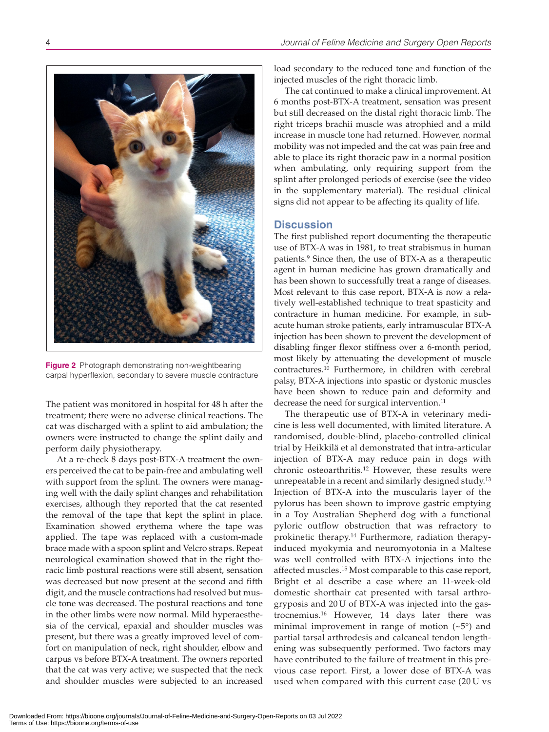**Figure 2** Photograph demonstrating non-weightbearing carpal hyperflexion, secondary to severe muscle contracture

The patient was monitored in hospital for 48 h after the treatment; there were no adverse clinical reactions. The cat was discharged with a splint to aid ambulation; the owners were instructed to change the splint daily and perform daily physiotherapy.

At a re-check 8 days post-BTX-A treatment the owners perceived the cat to be pain-free and ambulating well with support from the splint. The owners were managing well with the daily splint changes and rehabilitation exercises, although they reported that the cat resented the removal of the tape that kept the splint in place. Examination showed erythema where the tape was applied. The tape was replaced with a custom-made brace made with a spoon splint and Velcro straps. Repeat neurological examination showed that in the right thoracic limb postural reactions were still absent, sensation was decreased but now present at the second and fifth digit, and the muscle contractions had resolved but muscle tone was decreased. The postural reactions and tone in the other limbs were now normal. Mild hyperaesthesia of the cervical, epaxial and shoulder muscles was present, but there was a greatly improved level of comfort on manipulation of neck, right shoulder, elbow and carpus vs before BTX-A treatment. The owners reported that the cat was very active; we suspected that the neck and shoulder muscles were subjected to an increased load secondary to the reduced tone and function of the injected muscles of the right thoracic limb.

The cat continued to make a clinical improvement. At 6 months post-BTX-A treatment, sensation was present but still decreased on the distal right thoracic limb. The right triceps brachii muscle was atrophied and a mild increase in muscle tone had returned. However, normal mobility was not impeded and the cat was pain free and able to place its right thoracic paw in a normal position when ambulating, only requiring support from the splint after prolonged periods of exercise (see the video in the supplementary material). The residual clinical signs did not appear to be affecting its quality of life.

## Discussion

The first published report documenting the therapeutic use of BTX-A was in 1981, to treat strabismus in human patients.[9] Since then, the use of BTX-A as a therapeutic agent in human medicine has grown dramatically and has been shown to successfully treat a range of diseases. Most relevant to this case report, BTX-A is now a relatively well-established technique to treat spasticity and contracture in human medicine. For example, in subacute human stroke patients, early intramuscular BTX-A injection has been shown to prevent the development of disabling finger flexor stiffness over a 6-month period, most likely by attenuating the development of muscle contractures.[10] Furthermore, in children with cerebral palsy, BTX-A injections into spastic or dystonic muscles have been shown to reduce pain and deformity and decrease the need for surgical intervention.[11]

The therapeutic use of BTX-A in veterinary medicine is less well documented, with limited literature. A randomised, double-blind, placebo-controlled clinical trial by Heikkilä et al demonstrated that intra-articular injection of BTX-A may reduce pain in dogs with chronic osteoarthritis.[12] However, these results were unrepeatable in a recent and similarly designed study.[13] Injection of BTX-A into the muscularis layer of the pylorus has been shown to improve gastric emptying in a Toy Australian Shepherd dog with a functional pyloric outflow obstruction that was refractory to prokinetic therapy.[14] Furthermore, radiation therapy-induced myokymia and neuromyotonia in a Maltese was well controlled with BTX-A injections into the affected muscles.[15] Most comparable to this case report, Bright et al describe a case where an 11-week-old domestic shorthair cat presented with tarsal arthrogryposis and 20 U of BTX-A was injected into the gastrocnemius.[16] However, 14 days later there was minimal improvement in range of motion (~5°) and partial tarsal arthrodesis and calcaneal tendon lengthening was subsequently performed. Two factors may have contributed to the failure of treatment in this previous case report. First, a lower dose of BTX-A was used when compared with this current case (20 U vs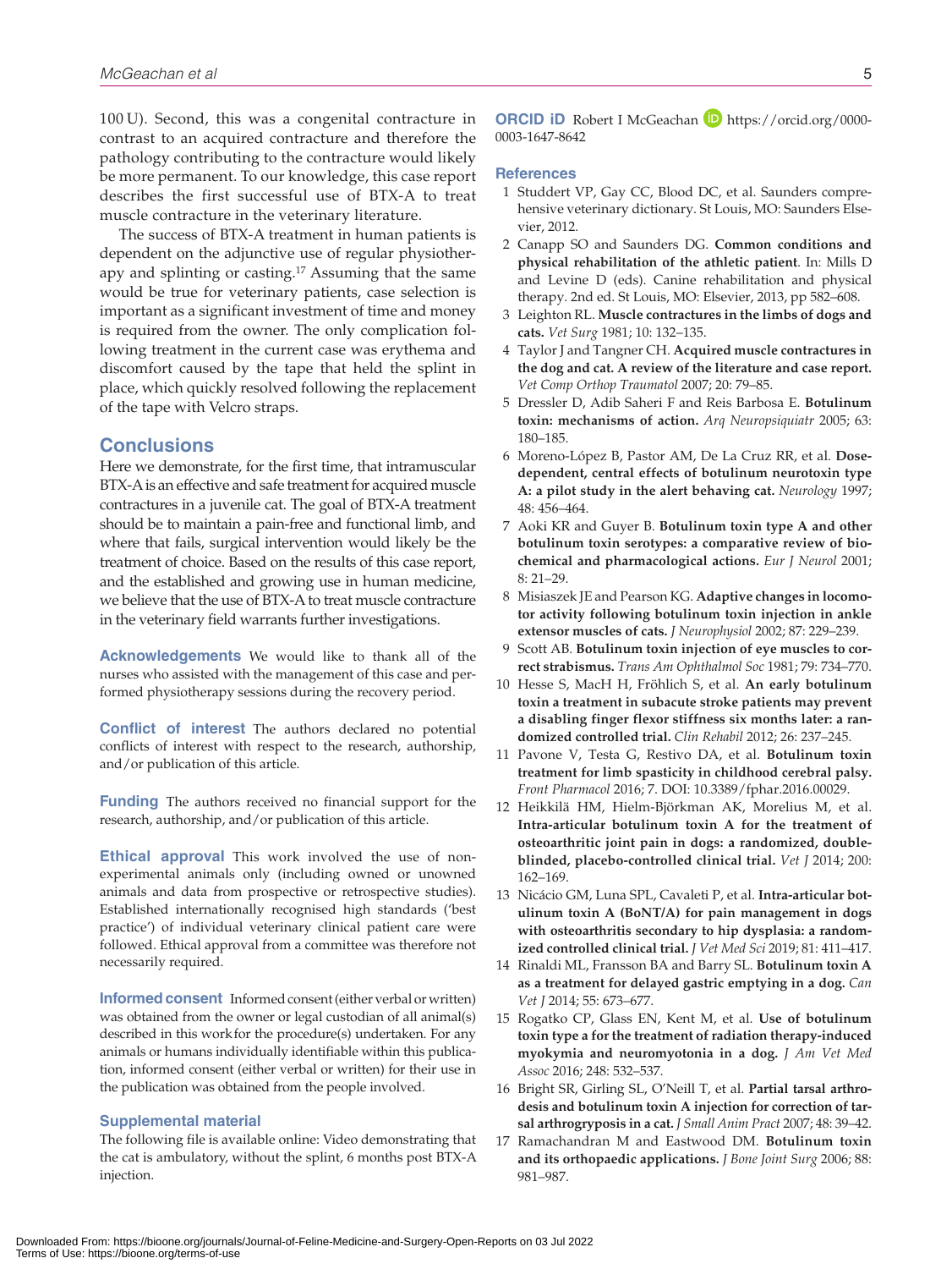100 U). Second, this was a congenital contracture in contrast to an acquired contracture and therefore the pathology contributing to the contracture would likely be more permanent. To our knowledge, this case report describes the first successful use of BTX-A to treat muscle contracture in the veterinary literature.

The success of BTX-A treatment in human patients is dependent on the adjunctive use of regular physiotherapy and splinting or casting.[17] Assuming that the same would be true for veterinary patients, case selection is important as a significant investment of time and money is required from the owner. The only complication following treatment in the current case was erythema and discomfort caused by the tape that held the splint in place, which quickly resolved following the replacement of the tape with Velcro straps.

## Conclusions

Here we demonstrate, for the first time, that intramuscular BTX-A is an effective and safe treatment for acquired muscle contractures in a juvenile cat. The goal of BTX-A treatment should be to maintain a pain-free and functional limb, and where that fails, surgical intervention would likely be the treatment of choice. Based on the results of this case report, and the established and growing use in human medicine, we believe that the use of BTX-A to treat muscle contracture in the veterinary field warrants further investigations.

**Acknowledgements** We would like to thank all of the nurses who assisted with the management of this case and performed physiotherapy sessions during the recovery period.

**Conflict of interest** The authors declared no potential conflicts of interest with respect to the research, authorship, and/or publication of this article.

**Funding** The authors received no financial support for the research, authorship, and/or publication of this article.

**Ethical approval** This work involved the use of non-experimental animals only (including owned or unowned animals and data from prospective or retrospective studies). Established internationally recognised high standards ('best practice') of individual veterinary clinical patient care were followed. Ethical approval from a committee was therefore not necessarily required.

**Informed consent** Informed consent (either verbal or written) was obtained from the owner or legal custodian of all animal(s) described in this work for the procedure(s) undertaken. For any animals or humans individually identifiable within this publication, informed consent (either verbal or written) for their use in the publication was obtained from the people involved.

### Supplemental material

The following file is available online: Video demonstrating that the cat is ambulatory, without the splint, 6 months post BTX-A injection.

**ORCID iD** Robert I McGeachan https://orcid.org/0000-0003-1647-8642

## References

1. Studdert VP, Gay CC, Blood DC, et al. Saunders comprehensive veterinary dictionary. St Louis, MO: Saunders Elsevier, 2012.
2. Canapp SO and Saunders DG. **Common conditions and physical rehabilitation of the athletic patient**. In: Mills D and Levine D (eds). Canine rehabilitation and physical therapy. 2nd ed. St Louis, MO: Elsevier, 2013, pp 582–608.
3. Leighton RL. **Muscle contractures in the limbs of dogs and cats.** *Vet Surg* 1981; 10: 132–135.
4. Taylor J and Tangner CH. **Acquired muscle contractures in the dog and cat. A review of the literature and case report.** *Vet Comp Orthop Traumatol* 2007; 20: 79–85.
5. Dressler D, Adib Saheri F and Reis Barbosa E. **Botulinum toxin: mechanisms of action.** *Arq Neuropsiquiatr* 2005; 63: 180–185.
6. Moreno-López B, Pastor AM, De La Cruz RR, et al. **Dose-dependent, central effects of botulinum neurotoxin type A: a pilot study in the alert behaving cat.** *Neurology* 1997; 48: 456–464.
7. Aoki KR and Guyer B. **Botulinum toxin type A and other botulinum toxin serotypes: a comparative review of biochemical and pharmacological actions.** *Eur J Neurol* 2001; 8: 21–29.
8. Misiaszek JE and Pearson KG. **Adaptive changes in locomotor activity following botulinum toxin injection in ankle extensor muscles of cats.** *J Neurophysiol* 2002; 87: 229–239.
9. Scott AB. **Botulinum toxin injection of eye muscles to correct strabismus.** *Trans Am Ophthalmol Soc* 1981; 79: 734–770.
10. Hesse S, MacH H, Fröhlich S, et al. **An early botulinum toxin a treatment in subacute stroke patients may prevent a disabling finger flexor stiffness six months later: a randomized controlled trial.** *Clin Rehabil* 2012; 26: 237–245.
11. Pavone V, Testa G, Restivo DA, et al. **Botulinum toxin treatment for limb spasticity in childhood cerebral palsy.** *Front Pharmacol* 2016; 7. DOI: 10.3389/fphar.2016.00029.
12. Heikkilä HM, Hielm-Björkman AK, Morelius M, et al. **Intra-articular botulinum toxin A for the treatment of osteoarthritic joint pain in dogs: a randomized, double-blinded, placebo-controlled clinical trial.** *Vet J* 2014; 200: 162–169.
13. Nicácio GM, Luna SPL, Cavaleti P, et al. **Intra-articular botulinum toxin A (BoNT/A) for pain management in dogs with osteoarthritis secondary to hip dysplasia: a randomized controlled clinical trial.** *J Vet Med Sci* 2019; 81: 411–417.
14. Rinaldi ML, Fransson BA and Barry SL. **Botulinum toxin A as a treatment for delayed gastric emptying in a dog.** *Can Vet J* 2014; 55: 673–677.
15. Rogatko CP, Glass EN, Kent M, et al. **Use of botulinum toxin type a for the treatment of radiation therapy-induced myokymia and neuromyotonia in a dog.** *J Am Vet Med Assoc* 2016; 248: 532–537.
16. Bright SR, Girling SL, O'Neill T, et al. **Partial tarsal arthrodesis and botulinum toxin A injection for correction of tarsal arthrogryposis in a cat.** *J Small Anim Pract* 2007; 48: 39–42.
17. Ramachandran M and Eastwood DM. **Botulinum toxin and its orthopaedic applications.** *J Bone Joint Surg* 2006; 88: 981–987.